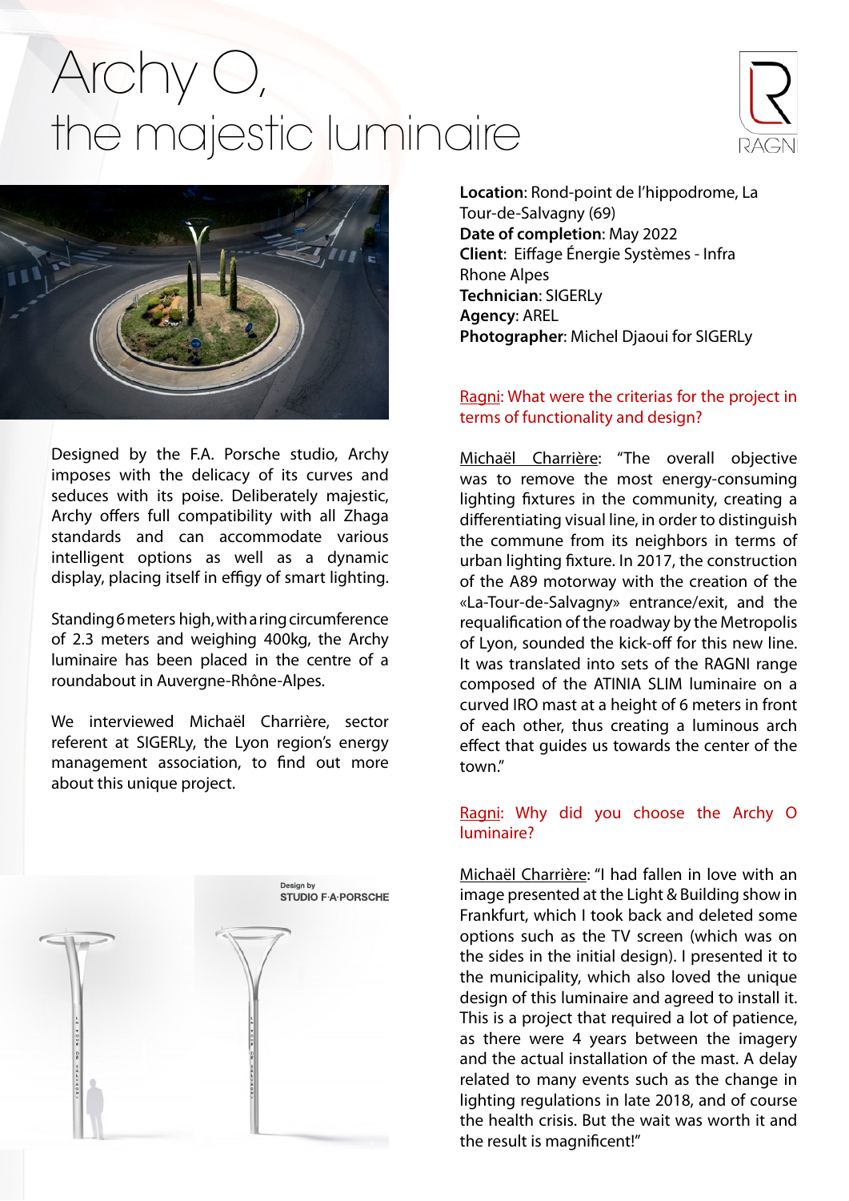# Archy O, the majestic luminaire

Designed by the F.A. Porsche studio, Archy imposes with the delicacy of its curves and seduces with its poise. Deliberately majestic, Archy offers full compatibility with all Zhaga standards and can accommodate various intelligent options as well as a dynamic display, placing itself in effigy of smart lighting.

Standing 6 meters high, with a ring circumference of 2.3 meters and weighing 400kg, the Archy luminaire has been placed in the centre of a roundabout in Auvergne-Rhône-Alpes.

We interviewed Michaël Charrière, sector referent at SIGERLy, the Lyon region's energy management association, to find out more about this unique project.

**Location**: Rond-point de l'hippodrome, La Tour-de-Salvagny (69)
**Date of completion**: May 2022
**Client**: Eiffage Énergie Systèmes - Infra Rhone Alpes
**Technician**: SIGERLy
**Agency**: AREL
**Photographer**: Michel Djaoui for SIGERLy

Ragni: What were the criterias for the project in terms of functionality and design?

Michaël Charrière: "The overall objective was to remove the most energy-consuming lighting fixtures in the community, creating a differentiating visual line, in order to distinguish the commune from its neighbors in terms of urban lighting fixture. In 2017, the construction of the A89 motorway with the creation of the «La-Tour-de-Salvagny» entrance/exit, and the requalification of the roadway by the Metropolis of Lyon, sounded the kick-off for this new line. It was translated into sets of the RAGNI range composed of the ATINIA SLIM luminaire on a curved IRO mast at a height of 6 meters in front of each other, thus creating a luminous arch effect that guides us towards the center of the town."

Ragni: Why did you choose the Archy O luminaire?

Michaël Charrière: "I had fallen in love with an image presented at the Light & Building show in Frankfurt, which I took back and deleted some options such as the TV screen (which was on the sides in the initial design). I presented it to the municipality, which also loved the unique design of this luminaire and agreed to install it. This is a project that required a lot of patience, as there were 4 years between the imagery and the actual installation of the mast. A delay related to many events such as the change in lighting regulations in late 2018, and of course the health crisis. But the wait was worth it and the result is magnificent!"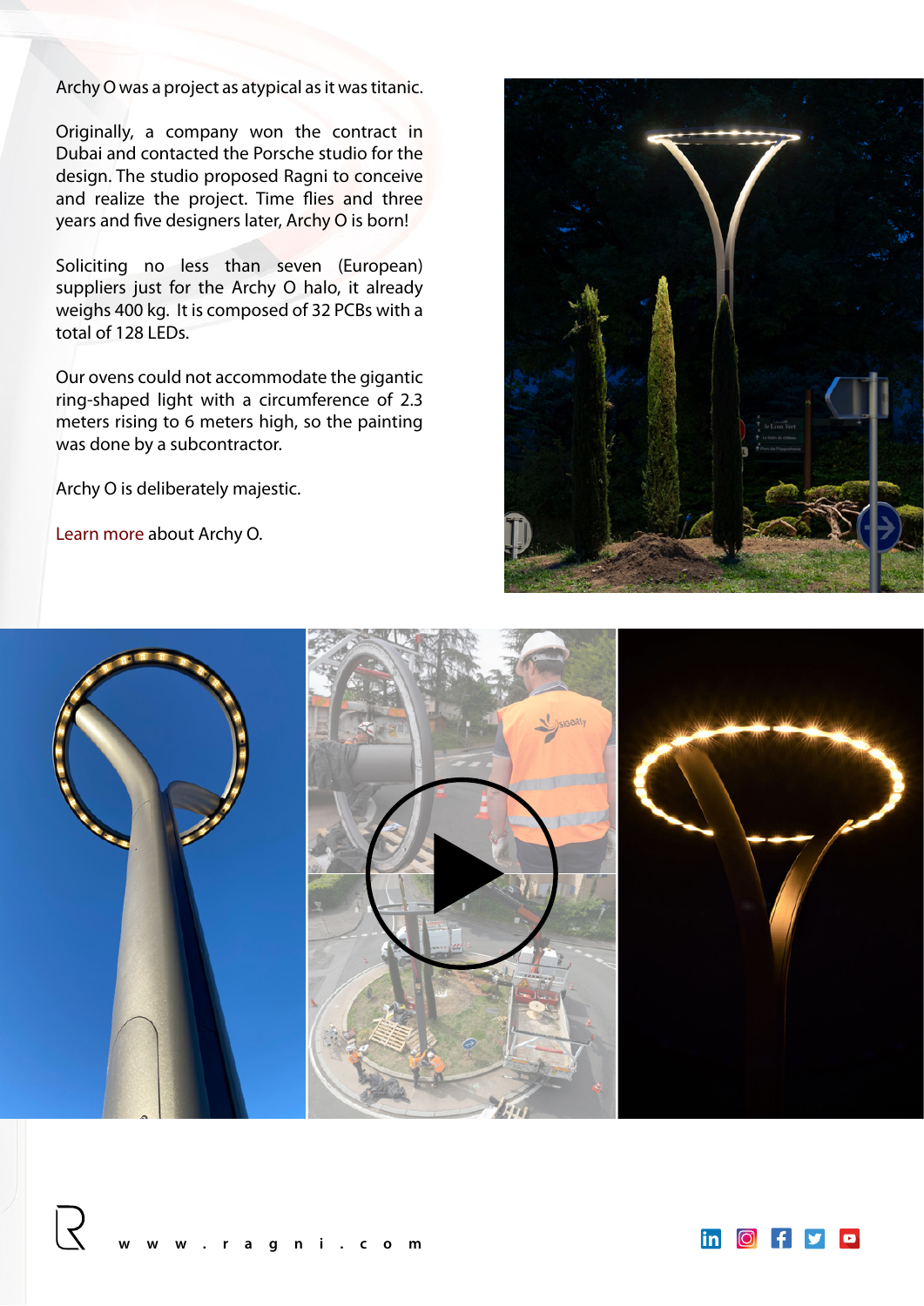Archy O was a project as atypical as it was titanic.

Originally, a company won the contract in Dubai and contacted the Porsche studio for the design. The studio proposed Ragni to conceive and realize the project. Time flies and three years and five designers later, Archy O is born!

Soliciting no less than seven (European) suppliers just for the Archy O halo, it already weighs 400 kg. It is composed of 32 PCBs with a total of 128 LEDs.

Our ovens could not accommodate the gigantic ring-shaped light with a circumference of 2.3 meters rising to 6 meters high, so the painting was done by a subcontractor.

Archy O is deliberately majestic.

Learn more about Archy O.

www.ragni.com